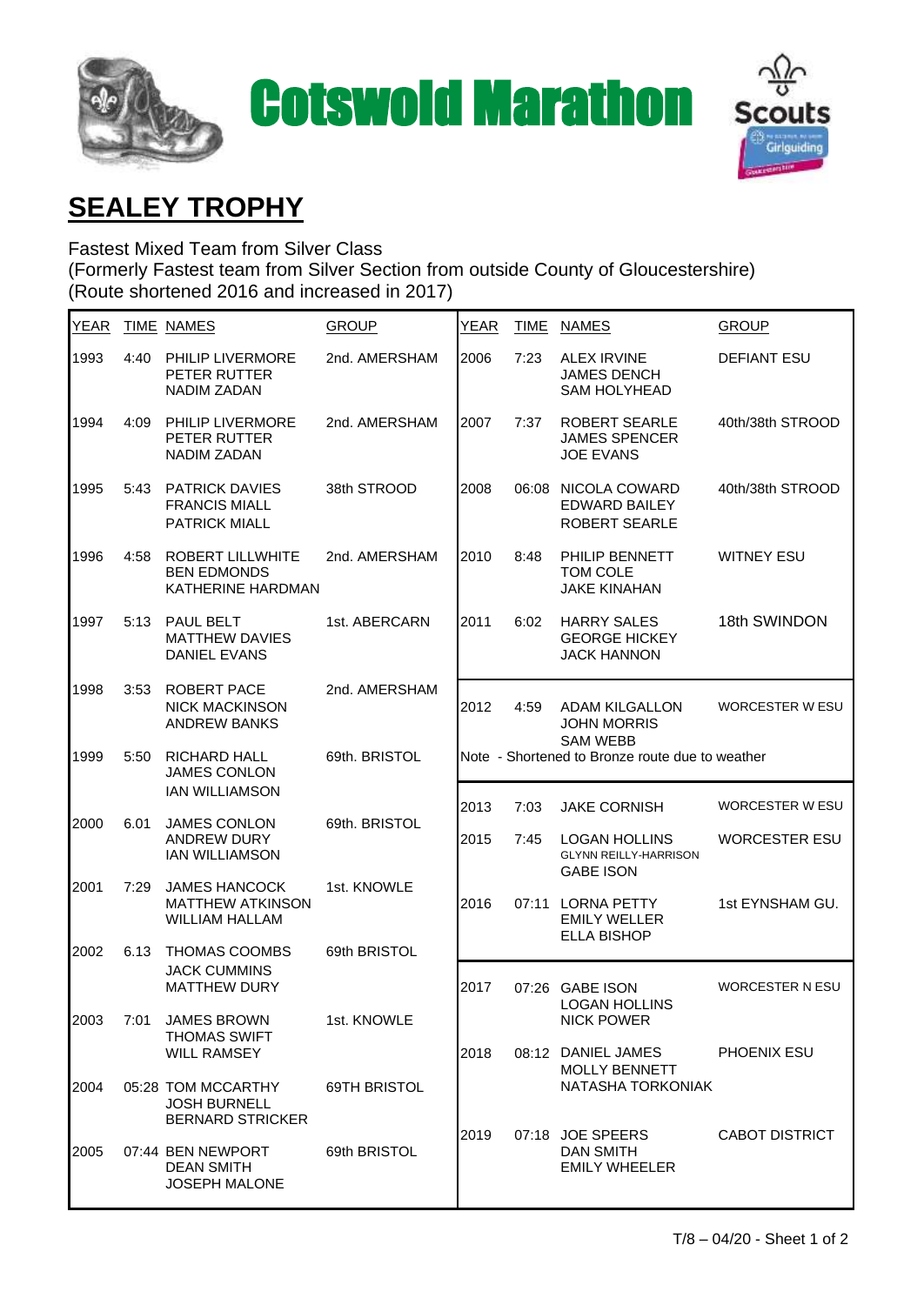# Cotswold Marathon

## SEALEY TROPHY

Fastest Mixed Team from Silver Class
(Formerly Fastest team from Silver Section from outside County of Gloucestershire)
(Route shortened 2016 and increased in 2017)

| YEAR | TIME | NAMES | GROUP |
|---|---|---|---|
| 1993 | 4:40 | PHILIP LIVERMORE, PETER RUTTER, NADIM ZADAN | 2nd. AMERSHAM |
| 1994 | 4:09 | PHILIP LIVERMORE, PETER RUTTER, NADIM ZADAN | 2nd. AMERSHAM |
| 1995 | 5:43 | PATRICK DAVIES, FRANCIS MIALL, PATRICK MIALL | 38th STROOD |
| 1996 | 4:58 | ROBERT LILLWHITE, BEN EDMONDS, KATHERINE HARDMAN | 2nd. AMERSHAM |
| 1997 | 5:13 | PAUL BELT, MATTHEW DAVIES, DANIEL EVANS | 1st. ABERCARN |
| 1998 | 3:53 | ROBERT PACE, NICK MACKINSON, ANDREW BANKS | 2nd. AMERSHAM |
| 1999 | 5:50 | RICHARD HALL, JAMES CONLON, IAN WILLIAMSON | 69th. BRISTOL |
| 2000 | 6.01 | JAMES CONLON, ANDREW DURY, IAN WILLIAMSON | 69th. BRISTOL |
| 2001 | 7:29 | JAMES HANCOCK, MATTHEW ATKINSON, WILLIAM HALLAM | 1st. KNOWLE |
| 2002 | 6.13 | THOMAS COOMBS, JACK CUMMINS, MATTHEW DURY | 69th BRISTOL |
| 2003 | 7:01 | JAMES BROWN, THOMAS SWIFT, WILL RAMSEY | 1st. KNOWLE |
| 2004 | 05:28 | TOM MCCARTHY, JOSH BURNELL, BERNARD STRICKER | 69TH BRISTOL |
| 2005 | 07:44 | BEN NEWPORT, DEAN SMITH, JOSEPH MALONE | 69th BRISTOL |
| 2006 | 7:23 | ALEX IRVINE, JAMES DENCH, SAM HOLYHEAD | DEFIANT ESU |
| 2007 | 7:37 | ROBERT SEARLE, JAMES SPENCER, JOE EVANS | 40th/38th STROOD |
| 2008 | 06:08 | NICOLA COWARD, EDWARD BAILEY, ROBERT SEARLE | 40th/38th STROOD |
| 2010 | 8:48 | PHILIP BENNETT, TOM COLE, JAKE KINAHAN | WITNEY ESU |
| 2011 | 6:02 | HARRY SALES, GEORGE HICKEY, JACK HANNON | 18th SWINDON |
| 2012 | 4:59 | ADAM KILGALLON, JOHN MORRIS, SAM WEBB | WORCESTER W ESU |
| | | Note - Shortened to Bronze route due to weather | |
| 2013 | 7:03 | JAKE CORNISH | WORCESTER W ESU |
| 2015 | 7:45 | LOGAN HOLLINS, GLYNN REILLY-HARRISON, GABE ISON | WORCESTER ESU |
| 2016 | 07:11 | LORNA PETTY, EMILY WELLER, ELLA BISHOP | 1st EYNSHAM GU. |
| 2017 | 07:26 | GABE ISON, LOGAN HOLLINS, NICK POWER | WORCESTER N ESU |
| 2018 | 08:12 | DANIEL JAMES, MOLLY BENNETT, NATASHA TORKONIAK | PHOENIX ESU |
| 2019 | 07:18 | JOE SPEERS, DAN SMITH, EMILY WHEELER | CABOT DISTRICT |

T/8 – 04/20 - Sheet 1 of 2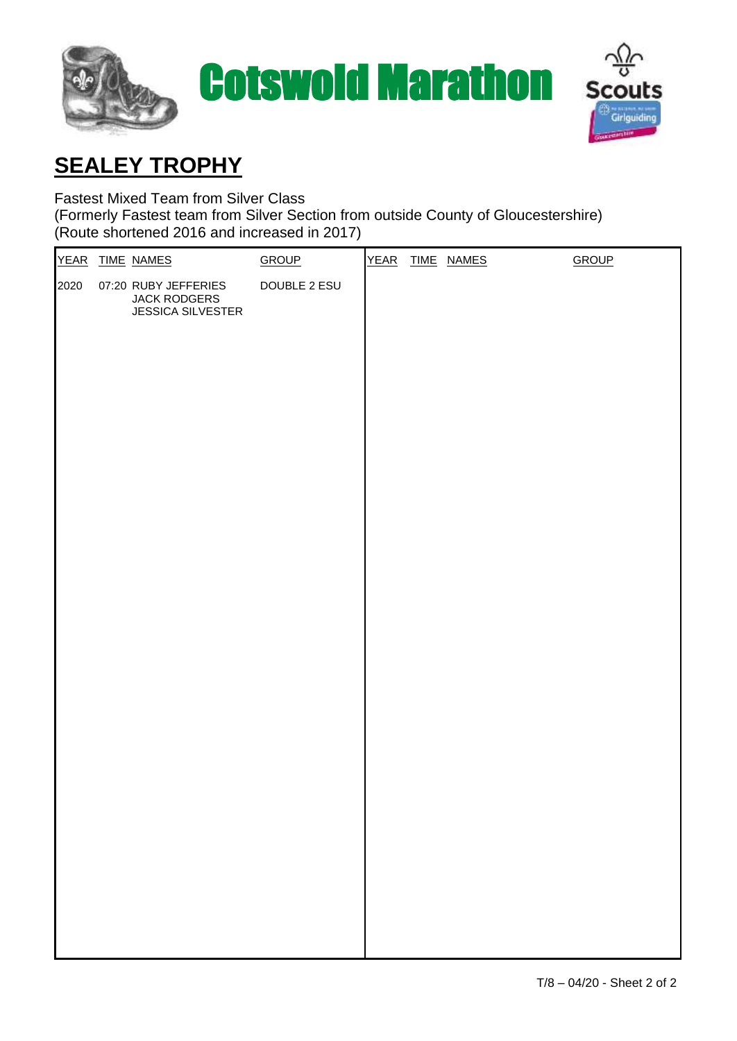# Cotswold Marathon

## SEALEY TROPHY

Fastest Mixed Team from Silver Class
(Formerly Fastest team from Silver Section from outside County of Gloucestershire)
(Route shortened 2016 and increased in 2017)

| YEAR | TIME | NAMES | GROUP | YEAR | TIME | NAMES | GROUP |
|---|---|---|---|---|---|---|---|
| 2020 | 07:20 | RUBY JEFFERIES<br>JACK RODGERS<br>JESSICA SILVESTER | DOUBLE 2 ESU | | | | |

T/8 – 04/20